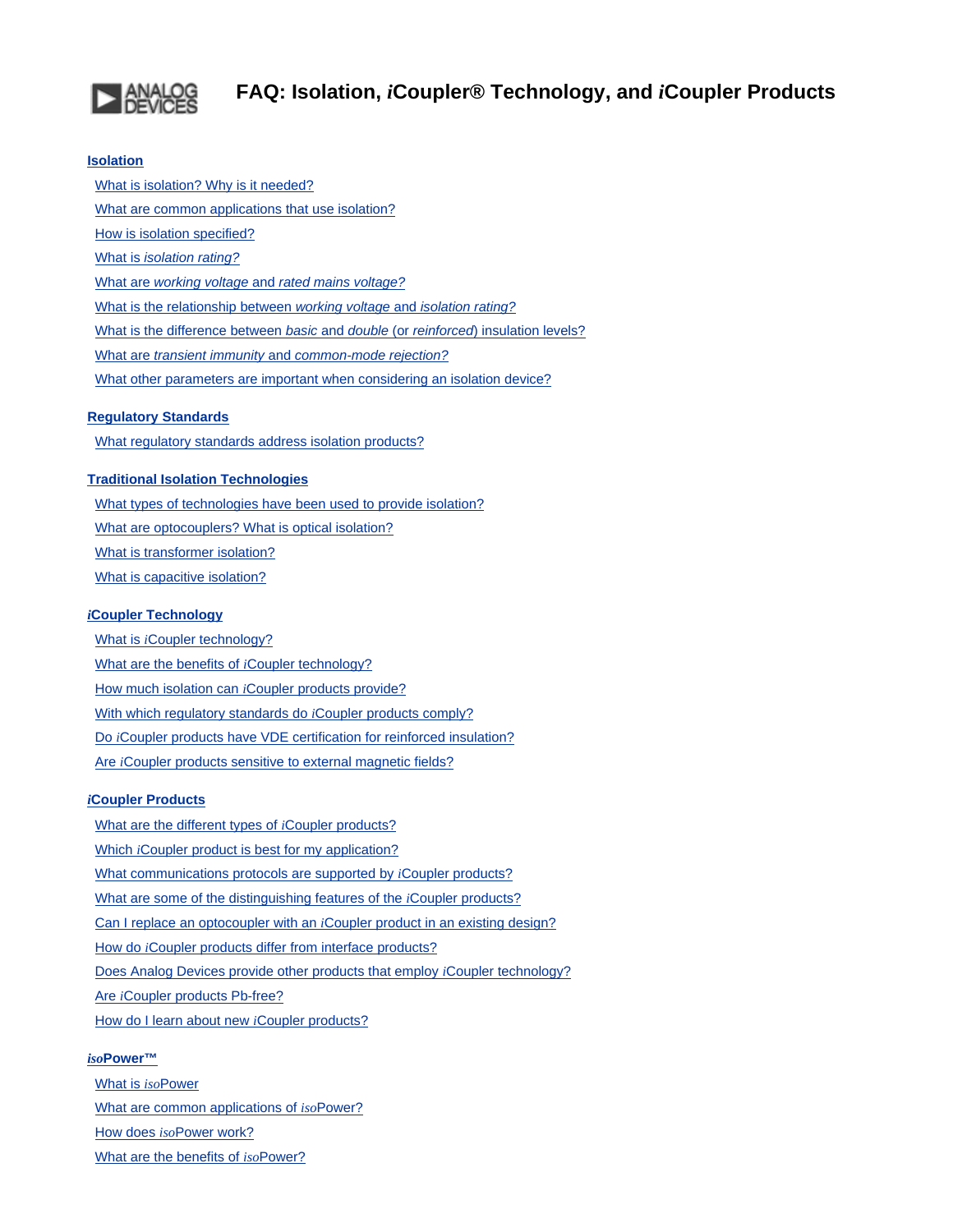# FAQ: Isolation, *i*Coupler® Technology, and *i*Coupler Products

## Isolation

- What is isolation? Why is it needed?
- What are common applications that use isolation?
- How is isolation specified?
- What is *isolation rating?*
- What are *working voltage* and *rated mains voltage?*
- What is the relationship between *working voltage* and *isolation rating?*
- What is the difference between *basic* and *double* (or *reinforced*) insulation levels?
- What are *transient immunity* and *common-mode rejection?*
- What other parameters are important when considering an isolation device?

## Regulatory Standards

- What regulatory standards address isolation products?

## Traditional Isolation Technologies

- What types of technologies have been used to provide isolation?
- What are optocouplers? What is optical isolation?
- What is transformer isolation?
- What is capacitive isolation?

## *i*Coupler Technology

- What is *i*Coupler technology?
- What are the benefits of *i*Coupler technology?
- How much isolation can *i*Coupler products provide?
- With which regulatory standards do *i*Coupler products comply?
- Do *i*Coupler products have VDE certification for reinforced insulation?
- Are *i*Coupler products sensitive to external magnetic fields?

## *i*Coupler Products

- What are the different types of *i*Coupler products?
- Which *i*Coupler product is best for my application?
- What communications protocols are supported by *i*Coupler products?
- What are some of the distinguishing features of the *i*Coupler products?
- Can I replace an optocoupler with an *i*Coupler product in an existing design?
- How do *i*Coupler products differ from interface products?
- Does Analog Devices provide other products that employ *i*Coupler technology?
- Are *i*Coupler products Pb-free?
- How do I learn about new *i*Coupler products?

## *iso*Power™

- What is *iso*Power
- What are common applications of *iso*Power?
- How does *iso*Power work?
- What are the benefits of *iso*Power?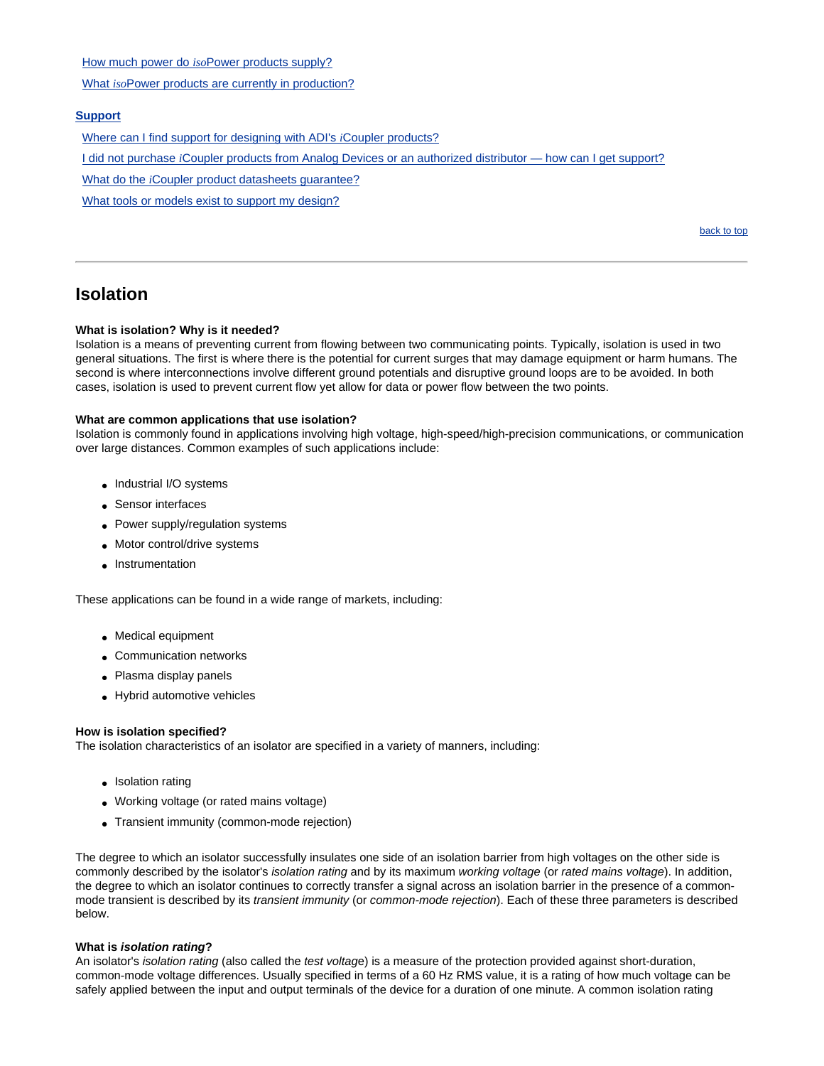[How much power do *iso*Power products supply?](#)

[What *iso*Power products are currently in production?](#)

**Support**

[Where can I find support for designing with ADI's *i*Coupler products?](#)

[I did not purchase *i*Coupler products from Analog Devices or an authorized distributor — how can I get support?](#)

[What do the *i*Coupler product datasheets guarantee?](#)

[What tools or models exist to support my design?](#)

[back to top](#)

---

## Isolation

**What is isolation? Why is it needed?**
Isolation is a means of preventing current from flowing between two communicating points. Typically, isolation is used in two general situations. The first is where there is the potential for current surges that may damage equipment or harm humans. The second is where interconnections involve different ground potentials and disruptive ground loops are to be avoided. In both cases, isolation is used to prevent current flow yet allow for data or power flow between the two points.

**What are common applications that use isolation?**
Isolation is commonly found in applications involving high voltage, high-speed/high-precision communications, or communication over large distances. Common examples of such applications include:

- Industrial I/O systems
- Sensor interfaces
- Power supply/regulation systems
- Motor control/drive systems
- Instrumentation

These applications can be found in a wide range of markets, including:

- Medical equipment
- Communication networks
- Plasma display panels
- Hybrid automotive vehicles

**How is isolation specified?**
The isolation characteristics of an isolator are specified in a variety of manners, including:

- Isolation rating
- Working voltage (or rated mains voltage)
- Transient immunity (common-mode rejection)

The degree to which an isolator successfully insulates one side of an isolation barrier from high voltages on the other side is commonly described by the isolator's *isolation rating* and by its maximum *working voltage* (or *rated mains voltage*). In addition, the degree to which an isolator continues to correctly transfer a signal across an isolation barrier in the presence of a common-mode transient is described by its *transient immunity* (or *common-mode rejection*). Each of these three parameters is described below.

**What is *isolation rating*?**
An isolator's *isolation rating* (also called the *test voltage*) is a measure of the protection provided against short-duration, common-mode voltage differences. Usually specified in terms of a 60 Hz RMS value, it is a rating of how much voltage can be safely applied between the input and output terminals of the device for a duration of one minute. A common isolation rating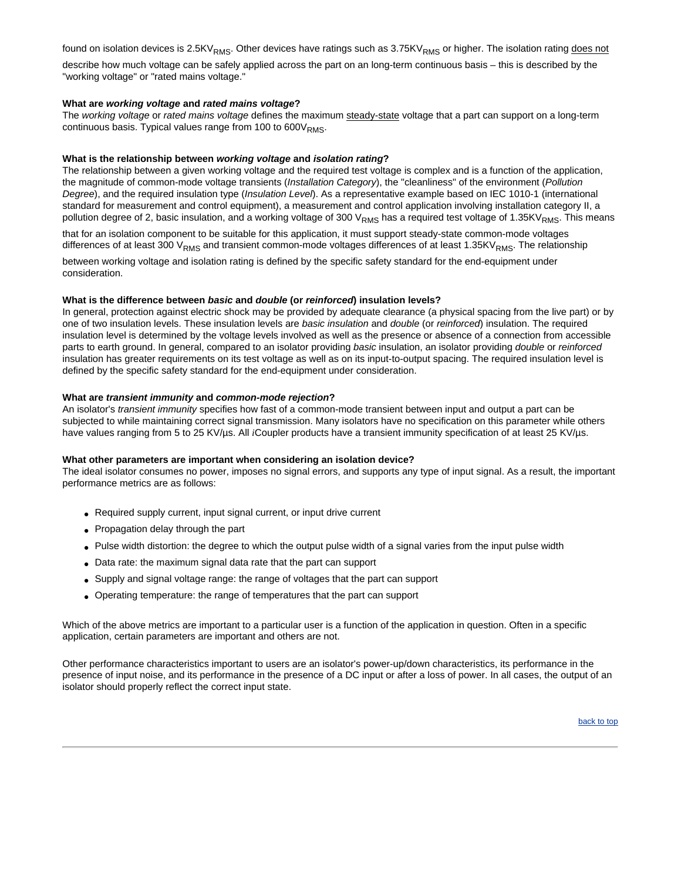found on isolation devices is 2.5$KV_{RMS}$. Other devices have ratings such as 3.75$KV_{RMS}$ or higher. The isolation rating does not describe how much voltage can be safely applied across the part on an long-term continuous basis – this is described by the "working voltage" or "rated mains voltage."

**What are *working voltage* and *rated mains voltage*?**
The *working voltage* or *rated mains voltage* defines the maximum steady-state voltage that a part can support on a long-term continuous basis. Typical values range from 100 to 600$V_{RMS}$.

**What is the relationship between *working voltage* and *isolation rating*?**
The relationship between a given working voltage and the required test voltage is complex and is a function of the application, the magnitude of common-mode voltage transients (*Installation Category*), the "cleanliness" of the environment (*Pollution Degree*), and the required insulation type (*Insulation Level*). As a representative example based on IEC 1010-1 (international standard for measurement and control equipment), a measurement and control application involving installation category II, a pollution degree of 2, basic insulation, and a working voltage of 300 $V_{RMS}$ has a required test voltage of 1.35$KV_{RMS}$. This means that for an isolation component to be suitable for this application, it must support steady-state common-mode voltages differences of at least 300 $V_{RMS}$ and transient common-mode voltages differences of at least 1.35$KV_{RMS}$. The relationship between working voltage and isolation rating is defined by the specific safety standard for the end-equipment under consideration.

**What is the difference between *basic* and *double* (or *reinforced*) insulation levels?**
In general, protection against electric shock may be provided by adequate clearance (a physical spacing from the live part) or by one of two insulation levels. These insulation levels are *basic insulation* and *double* (or *reinforced*) insulation. The required insulation level is determined by the voltage levels involved as well as the presence or absence of a connection from accessible parts to earth ground. In general, compared to an isolator providing *basic* insulation, an isolator providing *double* or *reinforced* insulation has greater requirements on its test voltage as well as on its input-to-output spacing. The required insulation level is defined by the specific safety standard for the end-equipment under consideration.

**What are *transient immunity* and *common-mode rejection*?**
An isolator's *transient immunity* specifies how fast of a common-mode transient between input and output a part can be subjected to while maintaining correct signal transmission. Many isolators have no specification on this parameter while others have values ranging from 5 to 25 KV/µs. All *i*Coupler products have a transient immunity specification of at least 25 KV/µs.

**What other parameters are important when considering an isolation device?**
The ideal isolator consumes no power, imposes no signal errors, and supports any type of input signal. As a result, the important performance metrics are as follows:

- Required supply current, input signal current, or input drive current
- Propagation delay through the part
- Pulse width distortion: the degree to which the output pulse width of a signal varies from the input pulse width
- Data rate: the maximum signal data rate that the part can support
- Supply and signal voltage range: the range of voltages that the part can support
- Operating temperature: the range of temperatures that the part can support

Which of the above metrics are important to a particular user is a function of the application in question. Often in a specific application, certain parameters are important and others are not.

Other performance characteristics important to users are an isolator's power-up/down characteristics, its performance in the presence of input noise, and its performance in the presence of a DC input or after a loss of power. In all cases, the output of an isolator should properly reflect the correct input state.

back to top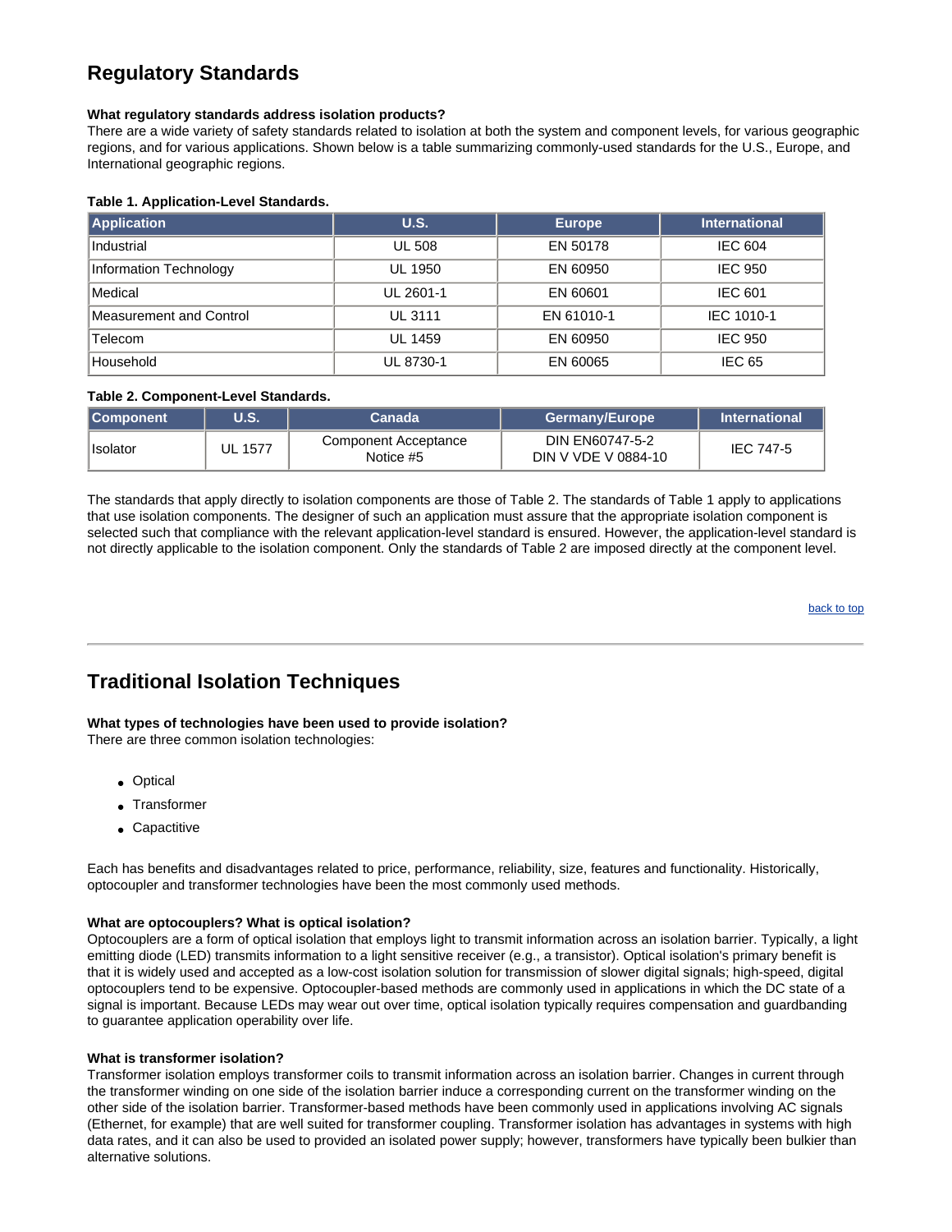## Regulatory Standards

**What regulatory standards address isolation products?**
There are a wide variety of safety standards related to isolation at both the system and component levels, for various geographic regions, and for various applications. Shown below is a table summarizing commonly-used standards for the U.S., Europe, and International geographic regions.

**Table 1. Application-Level Standards.**

| Application | U.S. | Europe | International |
|---|---|---|---|
| Industrial | UL 508 | EN 50178 | IEC 604 |
| Information Technology | UL 1950 | EN 60950 | IEC 950 |
| Medical | UL 2601-1 | EN 60601 | IEC 601 |
| Measurement and Control | UL 3111 | EN 61010-1 | IEC 1010-1 |
| Telecom | UL 1459 | EN 60950 | IEC 950 |
| Household | UL 8730-1 | EN 60065 | IEC 65 |

**Table 2. Component-Level Standards.**

| Component | U.S. | Canada | Germany/Europe | International |
|---|---|---|---|---|
| Isolator | UL 1577 | Component Acceptance Notice #5 | DIN EN60747-5-2 DIN V VDE V 0884-10 | IEC 747-5 |

The standards that apply directly to isolation components are those of Table 2. The standards of Table 1 apply to applications that use isolation components. The designer of such an application must assure that the appropriate isolation component is selected such that compliance with the relevant application-level standard is ensured. However, the application-level standard is not directly applicable to the isolation component. Only the standards of Table 2 are imposed directly at the component level.

back to top

## Traditional Isolation Techniques

**What types of technologies have been used to provide isolation?**
There are three common isolation technologies:

- Optical
- Transformer
- Capactitive

Each has benefits and disadvantages related to price, performance, reliability, size, features and functionality. Historically, optocoupler and transformer technologies have been the most commonly used methods.

**What are optocouplers? What is optical isolation?**
Optocouplers are a form of optical isolation that employs light to transmit information across an isolation barrier. Typically, a light emitting diode (LED) transmits information to a light sensitive receiver (e.g., a transistor). Optical isolation's primary benefit is that it is widely used and accepted as a low-cost isolation solution for transmission of slower digital signals; high-speed, digital optocouplers tend to be expensive. Optocoupler-based methods are commonly used in applications in which the DC state of a signal is important. Because LEDs may wear out over time, optical isolation typically requires compensation and guardbanding to guarantee application operability over life.

**What is transformer isolation?**
Transformer isolation employs transformer coils to transmit information across an isolation barrier. Changes in current through the transformer winding on one side of the isolation barrier induce a corresponding current on the transformer winding on the other side of the isolation barrier. Transformer-based methods have been commonly used in applications involving AC signals (Ethernet, for example) that are well suited for transformer coupling. Transformer isolation has advantages in systems with high data rates, and it can also be used to provided an isolated power supply; however, transformers have typically been bulkier than alternative solutions.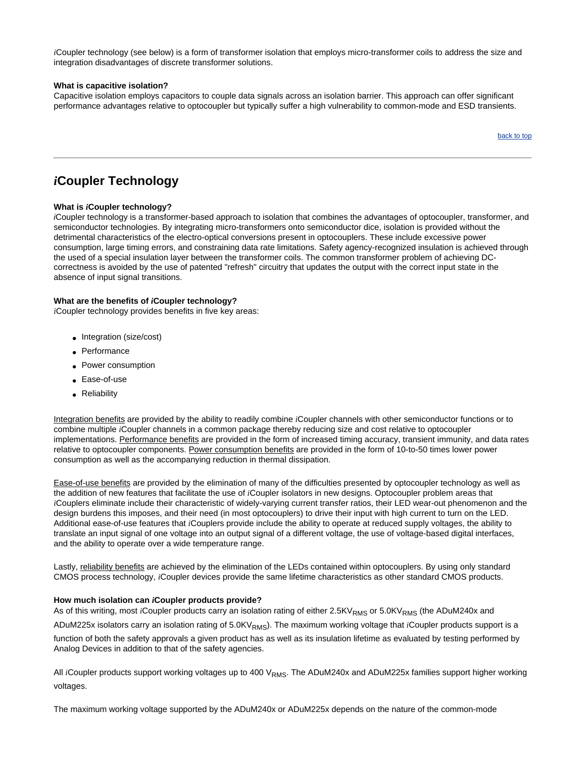*i*Coupler technology (see below) is a form of transformer isolation that employs micro-transformer coils to address the size and integration disadvantages of discrete transformer solutions.

**What is capacitive isolation?**
Capacitive isolation employs capacitors to couple data signals across an isolation barrier. This approach can offer significant performance advantages relative to optocoupler but typically suffer a high vulnerability to common-mode and ESD transients.

back to top

---

## *i*Coupler Technology

**What is *i*Coupler technology?**
*i*Coupler technology is a transformer-based approach to isolation that combines the advantages of optocoupler, transformer, and semiconductor technologies. By integrating micro-transformers onto semiconductor dice, isolation is provided without the detrimental characteristics of the electro-optical conversions present in optocouplers. These include excessive power consumption, large timing errors, and constraining data rate limitations. Safety agency-recognized insulation is achieved through the used of a special insulation layer between the transformer coils. The common transformer problem of achieving DC-correctness is avoided by the use of patented "refresh" circuitry that updates the output with the correct input state in the absence of input signal transitions.

**What are the benefits of *i*Coupler technology?**
*i*Coupler technology provides benefits in five key areas:

- Integration (size/cost)
- Performance
- Power consumption
- Ease-of-use
- Reliability

Integration benefits are provided by the ability to readily combine *i*Coupler channels with other semiconductor functions or to combine multiple *i*Coupler channels in a common package thereby reducing size and cost relative to optocoupler implementations. Performance benefits are provided in the form of increased timing accuracy, transient immunity, and data rates relative to optocoupler components. Power consumption benefits are provided in the form of 10-to-50 times lower power consumption as well as the accompanying reduction in thermal dissipation.

Ease-of-use benefits are provided by the elimination of many of the difficulties presented by optocoupler technology as well as the addition of new features that facilitate the use of *i*Coupler isolators in new designs. Optocoupler problem areas that *i*Couplers eliminate include their characteristic of widely-varying current transfer ratios, their LED wear-out phenomenon and the design burdens this imposes, and their need (in most optocouplers) to drive their input with high current to turn on the LED. Additional ease-of-use features that *i*Couplers provide include the ability to operate at reduced supply voltages, the ability to translate an input signal of one voltage into an output signal of a different voltage, the use of voltage-based digital interfaces, and the ability to operate over a wide temperature range.

Lastly, reliability benefits are achieved by the elimination of the LEDs contained within optocouplers. By using only standard CMOS process technology, *i*Coupler devices provide the same lifetime characteristics as other standard CMOS products.

**How much isolation can *i*Coupler products provide?**
As of this writing, most *i*Coupler products carry an isolation rating of either 2.5KV$_{RMS}$ or 5.0KV$_{RMS}$ (the ADuM240x and ADuM225x isolators carry an isolation rating of 5.0KV$_{RMS}$). The maximum working voltage that *i*Coupler products support is a function of both the safety approvals a given product has as well as its insulation lifetime as evaluated by testing performed by Analog Devices in addition to that of the safety agencies.

All *i*Coupler products support working voltages up to 400 V$_{RMS}$. The ADuM240x and ADuM225x families support higher working voltages.

The maximum working voltage supported by the ADuM240x or ADuM225x depends on the nature of the common-mode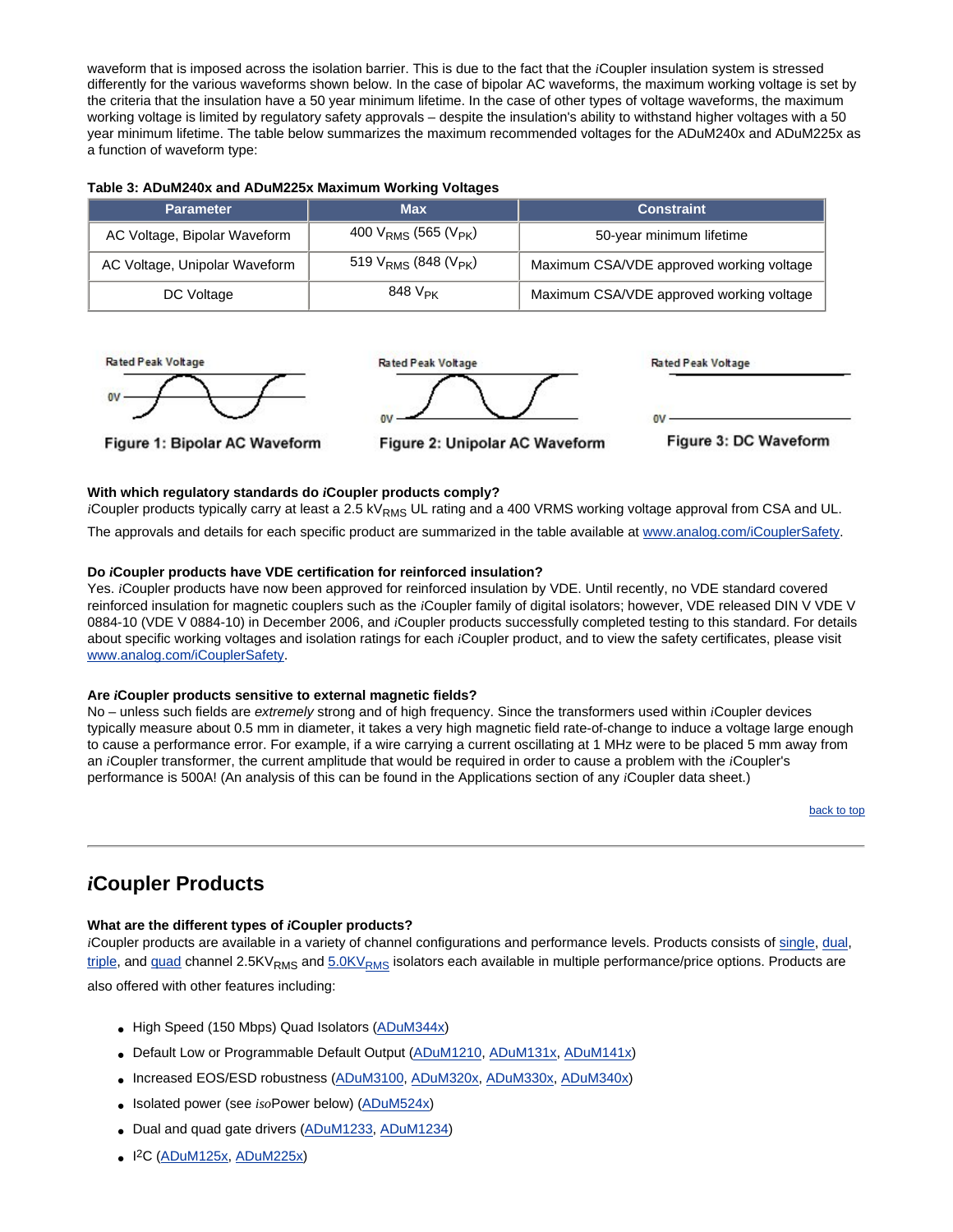waveform that is imposed across the isolation barrier. This is due to the fact that the *i*Coupler insulation system is stressed differently for the various waveforms shown below. In the case of bipolar AC waveforms, the maximum working voltage is set by the criteria that the insulation have a 50 year minimum lifetime. In the case of other types of voltage waveforms, the maximum working voltage is limited by regulatory safety approvals – despite the insulation's ability to withstand higher voltages with a 50 year minimum lifetime. The table below summarizes the maximum recommended voltages for the ADuM240x and ADuM225x as a function of waveform type:

**Table 3: ADuM240x and ADuM225x Maximum Working Voltages**

| Parameter | Max | Constraint |
|---|---|---|
| AC Voltage, Bipolar Waveform | 400 $V_{RMS}$ (565 ($V_{PK}$) | 50-year minimum lifetime |
| AC Voltage, Unipolar Waveform | 519 $V_{RMS}$ (848 ($V_{PK}$) | Maximum CSA/VDE approved working voltage |
| DC Voltage | 848 $V_{PK}$ | Maximum CSA/VDE approved working voltage |

Rated Peak Voltage

0V

**Figure 1: Bipolar AC Waveform**

Rated Peak Voltage

0V

**Figure 2: Unipolar AC Waveform**

Rated Peak Voltage

0V

**Figure 3: DC Waveform**

**With which regulatory standards do *i*Coupler products comply?**
*i*Coupler products typically carry at least a 2.5 $kV_{RMS}$ UL rating and a 400 VRMS working voltage approval from CSA and UL.

The approvals and details for each specific product are summarized in the table available at www.analog.com/iCouplerSafety.

**Do *i*Coupler products have VDE certification for reinforced insulation?**
Yes. *i*Coupler products have now been approved for reinforced insulation by VDE. Until recently, no VDE standard covered reinforced insulation for magnetic couplers such as the *i*Coupler family of digital isolators; however, VDE released DIN V VDE V 0884-10 (VDE V 0884-10) in December 2006, and *i*Coupler products successfully completed testing to this standard. For details about specific working voltages and isolation ratings for each *i*Coupler product, and to view the safety certificates, please visit www.analog.com/iCouplerSafety.

**Are *i*Coupler products sensitive to external magnetic fields?**
No – unless such fields are *extremely* strong and of high frequency. Since the transformers used within *i*Coupler devices typically measure about 0.5 mm in diameter, it takes a very high magnetic field rate-of-change to induce a voltage large enough to cause a performance error. For example, if a wire carrying a current oscillating at 1 MHz were to be placed 5 mm away from an *i*Coupler transformer, the current amplitude that would be required in order to cause a problem with the *i*Coupler's performance is 500A! (An analysis of this can be found in the Applications section of any *i*Coupler data sheet.)

back to top

## *i*Coupler Products

**What are the different types of *i*Coupler products?**
*i*Coupler products are available in a variety of channel configurations and performance levels. Products consists of single, dual, triple, and quad channel 2.5$KV_{RMS}$ and 5.0$KV_{RMS}$ isolators each available in multiple performance/price options. Products are also offered with other features including:

- High Speed (150 Mbps) Quad Isolators (ADuM344x)
- Default Low or Programmable Default Output (ADuM1210, ADuM131x, ADuM141x)
- Increased EOS/ESD robustness (ADuM3100, ADuM320x, ADuM330x, ADuM340x)
- Isolated power (see *iso*Power below) (ADuM524x)
- Dual and quad gate drivers (ADuM1233, ADuM1234)
- I²C (ADuM125x, ADuM225x)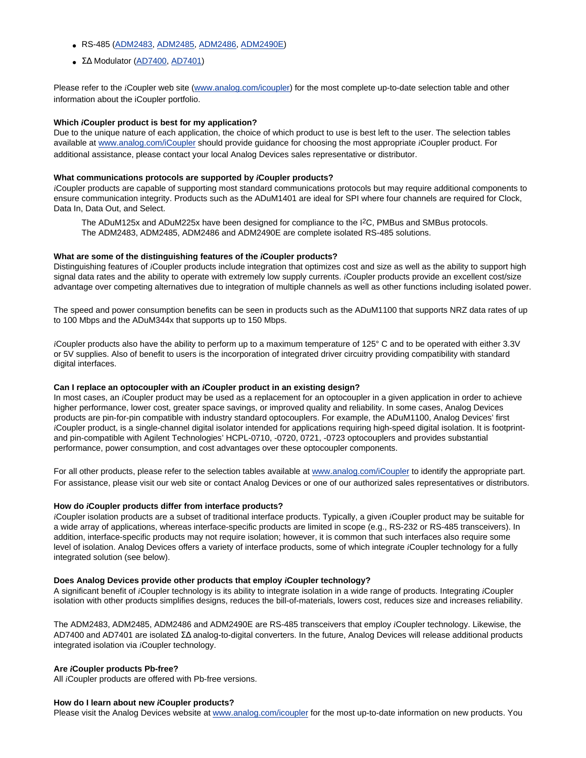- RS-485 (ADM2483, ADM2485, ADM2486, ADM2490E)
- ΣΔ Modulator (AD7400, AD7401)

Please refer to the *i*Coupler web site (www.analog.com/icoupler) for the most complete up-to-date selection table and other information about the iCoupler portfolio.

**Which *i*Coupler product is best for my application?**
Due to the unique nature of each application, the choice of which product to use is best left to the user. The selection tables available at www.analog.com/iCoupler should provide guidance for choosing the most appropriate *i*Coupler product. For additional assistance, please contact your local Analog Devices sales representative or distributor.

**What communications protocols are supported by *i*Coupler products?**
*i*Coupler products are capable of supporting most standard communications protocols but may require additional components to ensure communication integrity. Products such as the ADuM1401 are ideal for SPI where four channels are required for Clock, Data In, Data Out, and Select.

> The ADuM125x and ADuM225x have been designed for compliance to the $I^2C$, PMBus and SMBus protocols.
> The ADM2483, ADM2485, ADM2486 and ADM2490E are complete isolated RS-485 solutions.

**What are some of the distinguishing features of the *i*Coupler products?**
Distinguishing features of *i*Coupler products include integration that optimizes cost and size as well as the ability to support high signal data rates and the ability to operate with extremely low supply currents. *i*Coupler products provide an excellent cost/size advantage over competing alternatives due to integration of multiple channels as well as other functions including isolated power.

The speed and power consumption benefits can be seen in products such as the ADuM1100 that supports NRZ data rates of up to 100 Mbps and the ADuM344x that supports up to 150 Mbps.

*i*Coupler products also have the ability to perform up to a maximum temperature of 125° C and to be operated with either 3.3V or 5V supplies. Also of benefit to users is the incorporation of integrated driver circuitry providing compatibility with standard digital interfaces.

**Can I replace an optocoupler with an *i*Coupler product in an existing design?**
In most cases, an *i*Coupler product may be used as a replacement for an optocoupler in a given application in order to achieve higher performance, lower cost, greater space savings, or improved quality and reliability. In some cases, Analog Devices products are pin-for-pin compatible with industry standard optocouplers. For example, the ADuM1100, Analog Devices' first *i*Coupler product, is a single-channel digital isolator intended for applications requiring high-speed digital isolation. It is footprint- and pin-compatible with Agilent Technologies' HCPL-0710, -0720, 0721, -0723 optocouplers and provides substantial performance, power consumption, and cost advantages over these optocoupler components.

For all other products, please refer to the selection tables available at www.analog.com/iCoupler to identify the appropriate part. For assistance, please visit our web site or contact Analog Devices or one of our authorized sales representatives or distributors.

**How do *i*Coupler products differ from interface products?**
*i*Coupler isolation products are a subset of traditional interface products. Typically, a given *i*Coupler product may be suitable for a wide array of applications, whereas interface-specific products are limited in scope (e.g., RS-232 or RS-485 transceivers). In addition, interface-specific products may not require isolation; however, it is common that such interfaces also require some level of isolation. Analog Devices offers a variety of interface products, some of which integrate *i*Coupler technology for a fully integrated solution (see below).

**Does Analog Devices provide other products that employ *i*Coupler technology?**
A significant benefit of *i*Coupler technology is its ability to integrate isolation in a wide range of products. Integrating *i*Coupler isolation with other products simplifies designs, reduces the bill-of-materials, lowers cost, reduces size and increases reliability.

The ADM2483, ADM2485, ADM2486 and ADM2490E are RS-485 transceivers that employ *i*Coupler technology. Likewise, the AD7400 and AD7401 are isolated ΣΔ analog-to-digital converters. In the future, Analog Devices will release additional products integrated isolation via *i*Coupler technology.

**Are *i*Coupler products Pb-free?**
All *i*Coupler products are offered with Pb-free versions.

**How do I learn about new *i*Coupler products?**
Please visit the Analog Devices website at www.analog.com/icoupler for the most up-to-date information on new products. You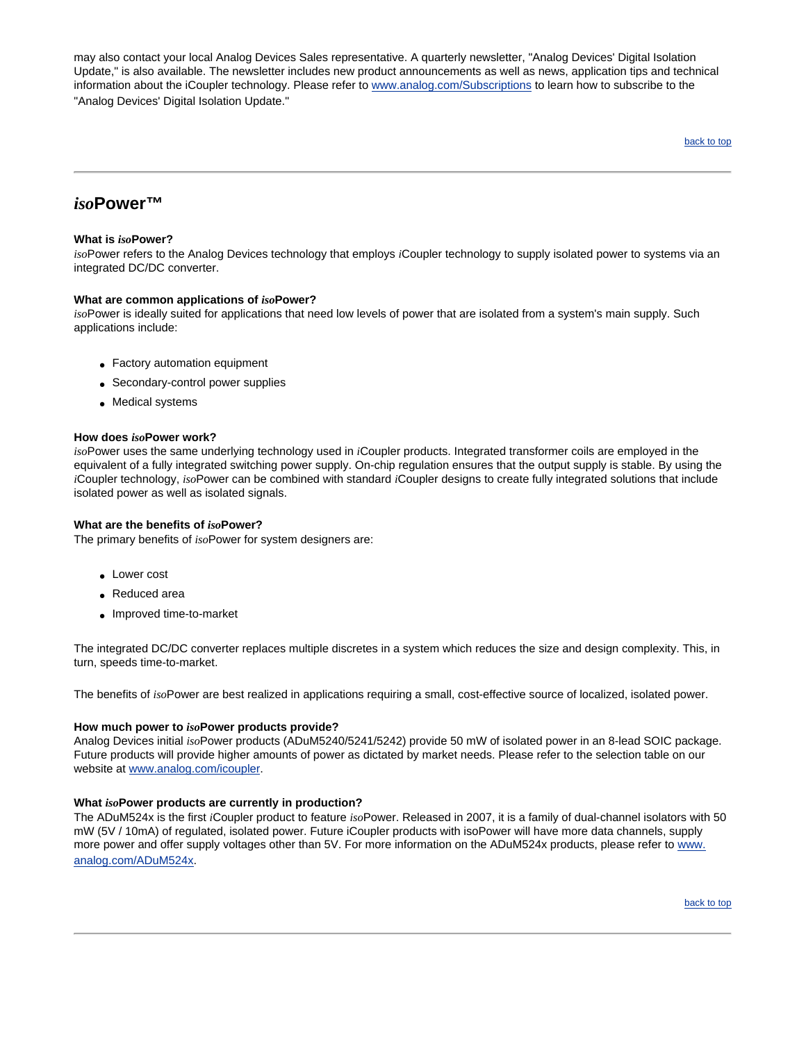may also contact your local Analog Devices Sales representative. A quarterly newsletter, "Analog Devices' Digital Isolation Update," is also available. The newsletter includes new product announcements as well as news, application tips and technical information about the iCoupler technology. Please refer to [www.analog.com/Subscriptions](www.analog.com/Subscriptions) to learn how to subscribe to the "Analog Devices' Digital Isolation Update."

back to top

---

## *iso*Power™

**What is *iso*Power?**
*iso*Power refers to the Analog Devices technology that employs *i*Coupler technology to supply isolated power to systems via an integrated DC/DC converter.

**What are common applications of *iso*Power?**
*iso*Power is ideally suited for applications that need low levels of power that are isolated from a system's main supply. Such applications include:

- Factory automation equipment
- Secondary-control power supplies
- Medical systems

**How does *iso*Power work?**
*iso*Power uses the same underlying technology used in *i*Coupler products. Integrated transformer coils are employed in the equivalent of a fully integrated switching power supply. On-chip regulation ensures that the output supply is stable. By using the *i*Coupler technology, *iso*Power can be combined with standard *i*Coupler designs to create fully integrated solutions that include isolated power as well as isolated signals.

**What are the benefits of *iso*Power?**
The primary benefits of *iso*Power for system designers are:

- Lower cost
- Reduced area
- Improved time-to-market

The integrated DC/DC converter replaces multiple discretes in a system which reduces the size and design complexity. This, in turn, speeds time-to-market.

The benefits of *iso*Power are best realized in applications requiring a small, cost-effective source of localized, isolated power.

**How much power to *iso*Power products provide?**
Analog Devices initial *iso*Power products (ADuM5240/5241/5242) provide 50 mW of isolated power in an 8-lead SOIC package. Future products will provide higher amounts of power as dictated by market needs. Please refer to the selection table on our website at [www.analog.com/icoupler](www.analog.com/icoupler).

**What *iso*Power products are currently in production?**
The ADuM524x is the first *i*Coupler product to feature *iso*Power. Released in 2007, it is a family of dual-channel isolators with 50 mW (5V / 10mA) of regulated, isolated power. Future iCoupler products with isoPower will have more data channels, supply more power and offer supply voltages other than 5V. For more information on the ADuM524x products, please refer to [www.analog.com/ADuM524x](www.analog.com/ADuM524x).

back to top

---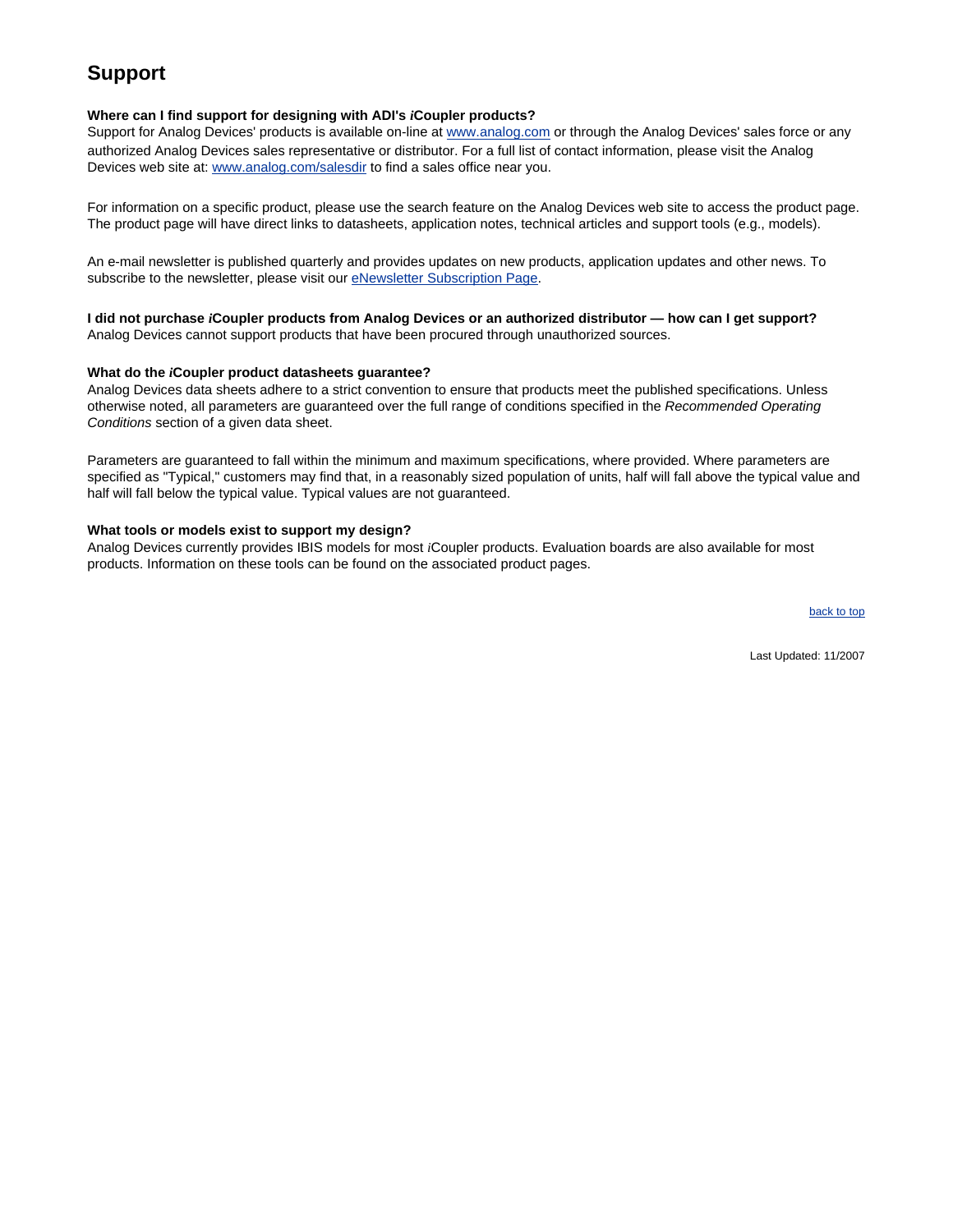## Support

**Where can I find support for designing with ADI's *i*Coupler products?**
Support for Analog Devices' products is available on-line at [www.analog.com](www.analog.com) or through the Analog Devices' sales force or any authorized Analog Devices sales representative or distributor. For a full list of contact information, please visit the Analog Devices web site at: [www.analog.com/salesdir](www.analog.com/salesdir) to find a sales office near you.

For information on a specific product, please use the search feature on the Analog Devices web site to access the product page. The product page will have direct links to datasheets, application notes, technical articles and support tools (e.g., models).

An e-mail newsletter is published quarterly and provides updates on new products, application updates and other news. To subscribe to the newsletter, please visit our eNewsletter Subscription Page.

**I did not purchase *i*Coupler products from Analog Devices or an authorized distributor — how can I get support?**
Analog Devices cannot support products that have been procured through unauthorized sources.

**What do the *i*Coupler product datasheets guarantee?**
Analog Devices data sheets adhere to a strict convention to ensure that products meet the published specifications. Unless otherwise noted, all parameters are guaranteed over the full range of conditions specified in the *Recommended Operating Conditions* section of a given data sheet.

Parameters are guaranteed to fall within the minimum and maximum specifications, where provided. Where parameters are specified as "Typical," customers may find that, in a reasonably sized population of units, half will fall above the typical value and half will fall below the typical value. Typical values are not guaranteed.

**What tools or models exist to support my design?**
Analog Devices currently provides IBIS models for most *i*Coupler products. Evaluation boards are also available for most products. Information on these tools can be found on the associated product pages.

back to top

Last Updated: 11/2007